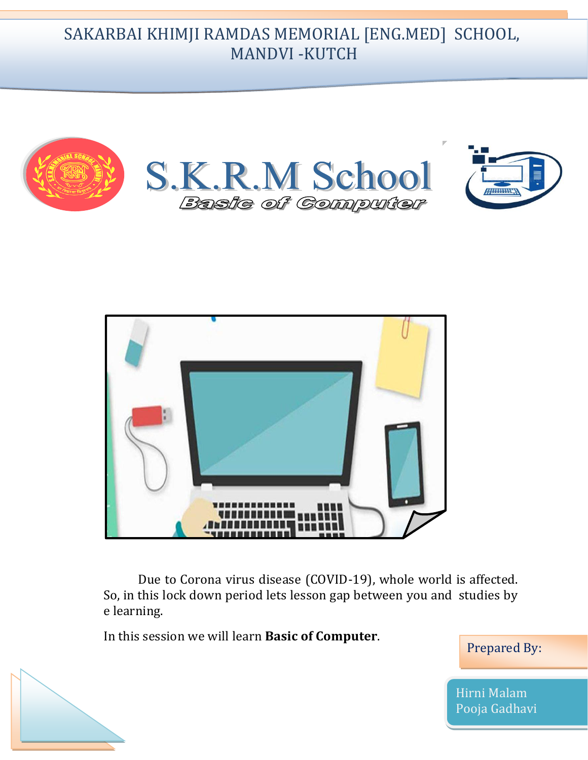# SAKARBAI KHIMJI RAMDAS MEMORIAL [ENG.MED] SCHOOL, MANDVI -KUTCH

## S.K.R.M School

### Basic of Computer

Due to Corona virus disease (COVID-19), whole world is affected. So, in this lock down period lets lesson gap between you and studies by e learning.

In this session we will learn **Basic of Computer**.

Prepared By:

Hirni Malam
Pooja Gadhavi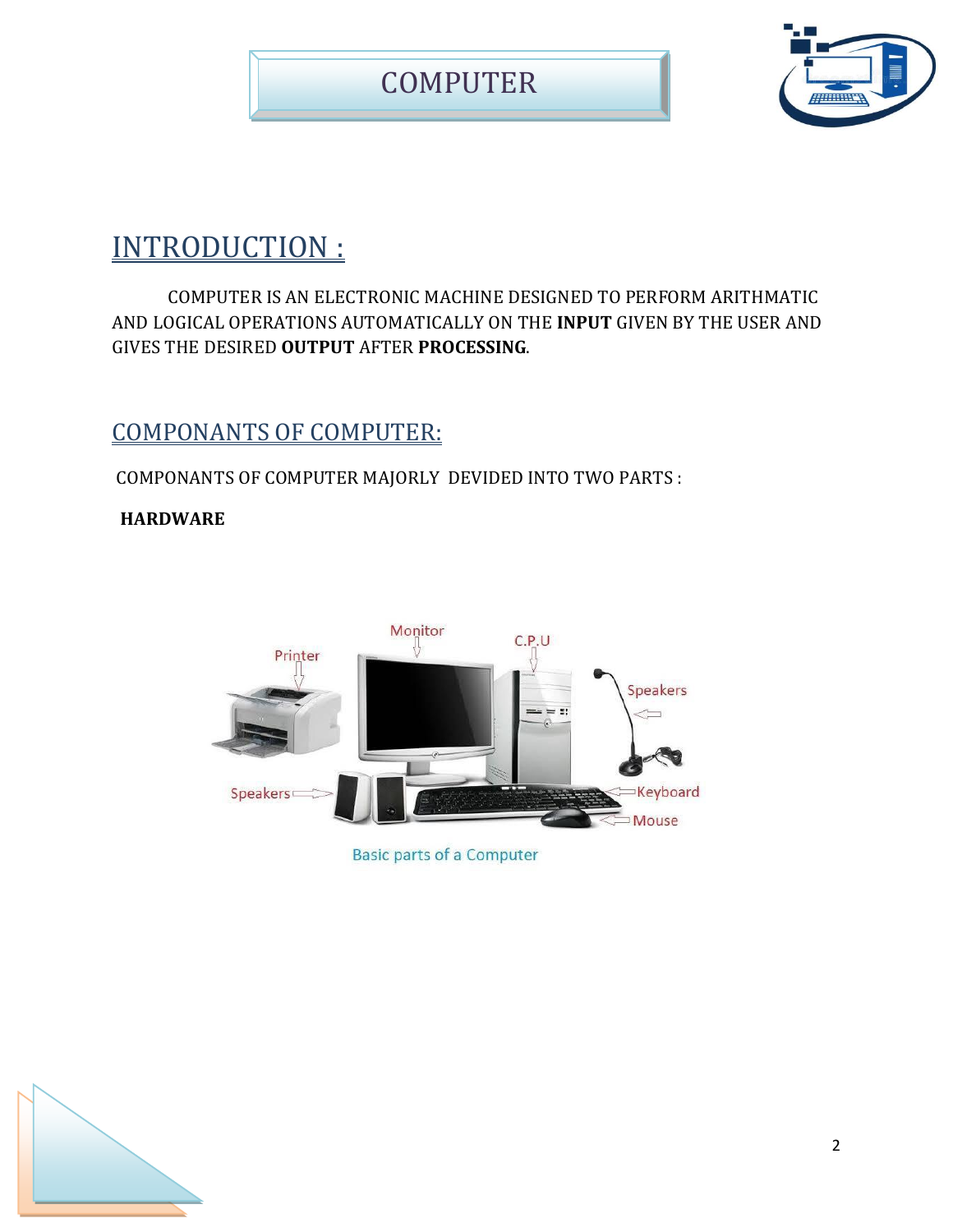# COMPUTER

## INTRODUCTION :

COMPUTER IS AN ELECTRONIC MACHINE DESIGNED TO PERFORM ARITHMATIC AND LOGICAL OPERATIONS AUTOMATICALLY ON THE **INPUT** GIVEN BY THE USER AND GIVES THE DESIRED **OUTPUT** AFTER **PROCESSING**.

## COMPONANTS OF COMPUTER:

COMPONANTS OF COMPUTER MAJORLY DEVIDED INTO TWO PARTS :

**HARDWARE**

Basic parts of a Computer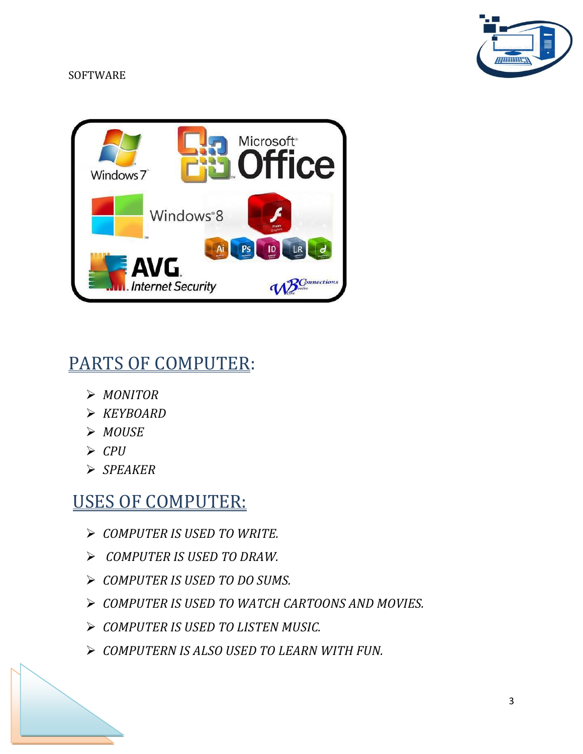SOFTWARE

## PARTS OF COMPUTER:

- *MONITOR*
- *KEYBOARD*
- *MOUSE*
- *CPU*
- *SPEAKER*

## USES OF COMPUTER:

- *COMPUTER IS USED TO WRITE.*
- *COMPUTER IS USED TO DRAW.*
- *COMPUTER IS USED TO DO SUMS.*
- *COMPUTER IS USED TO WATCH CARTOONS AND MOVIES.*
- *COMPUTER IS USED TO LISTEN MUSIC.*
- *COMPUTERN IS ALSO USED TO LEARN WITH FUN.*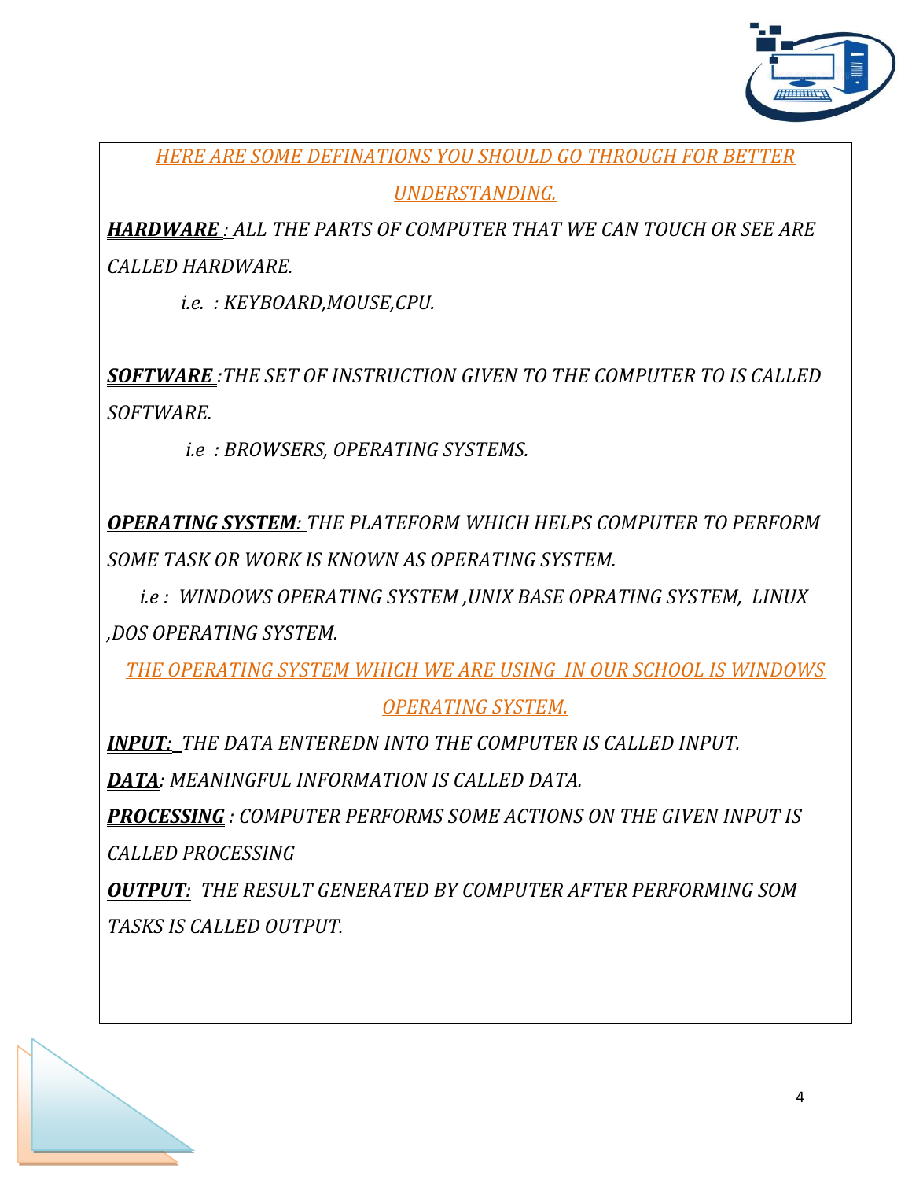*HERE ARE SOME DEFINATIONS YOU SHOULD GO THROUGH FOR BETTER UNDERSTANDING.*

***HARDWARE :*** *ALL THE PARTS OF COMPUTER THAT WE CAN TOUCH OR SEE ARE CALLED HARDWARE.*

*i.e. : KEYBOARD,MOUSE,CPU.*

***SOFTWARE :****THE SET OF INSTRUCTION GIVEN TO THE COMPUTER TO IS CALLED SOFTWARE.*

*i.e : BROWSERS, OPERATING SYSTEMS.*

***OPERATING SYSTEM:*** *THE PLATEFORM WHICH HELPS COMPUTER TO PERFORM SOME TASK OR WORK IS KNOWN AS OPERATING SYSTEM.*

*i.e : WINDOWS OPERATING SYSTEM ,UNIX BASE OPRATING SYSTEM, LINUX ,DOS OPERATING SYSTEM.*

*THE OPERATING SYSTEM WHICH WE ARE USING IN OUR SCHOOL IS WINDOWS OPERATING SYSTEM.*

***INPUT:*** *THE DATA ENTEREDN INTO THE COMPUTER IS CALLED INPUT.*

***DATA****: MEANINGFUL INFORMATION IS CALLED DATA.*

***PROCESSING*** *: COMPUTER PERFORMS SOME ACTIONS ON THE GIVEN INPUT IS CALLED PROCESSING*

***OUTPUT:*** *THE RESULT GENERATED BY COMPUTER AFTER PERFORMING SOM TASKS IS CALLED OUTPUT.*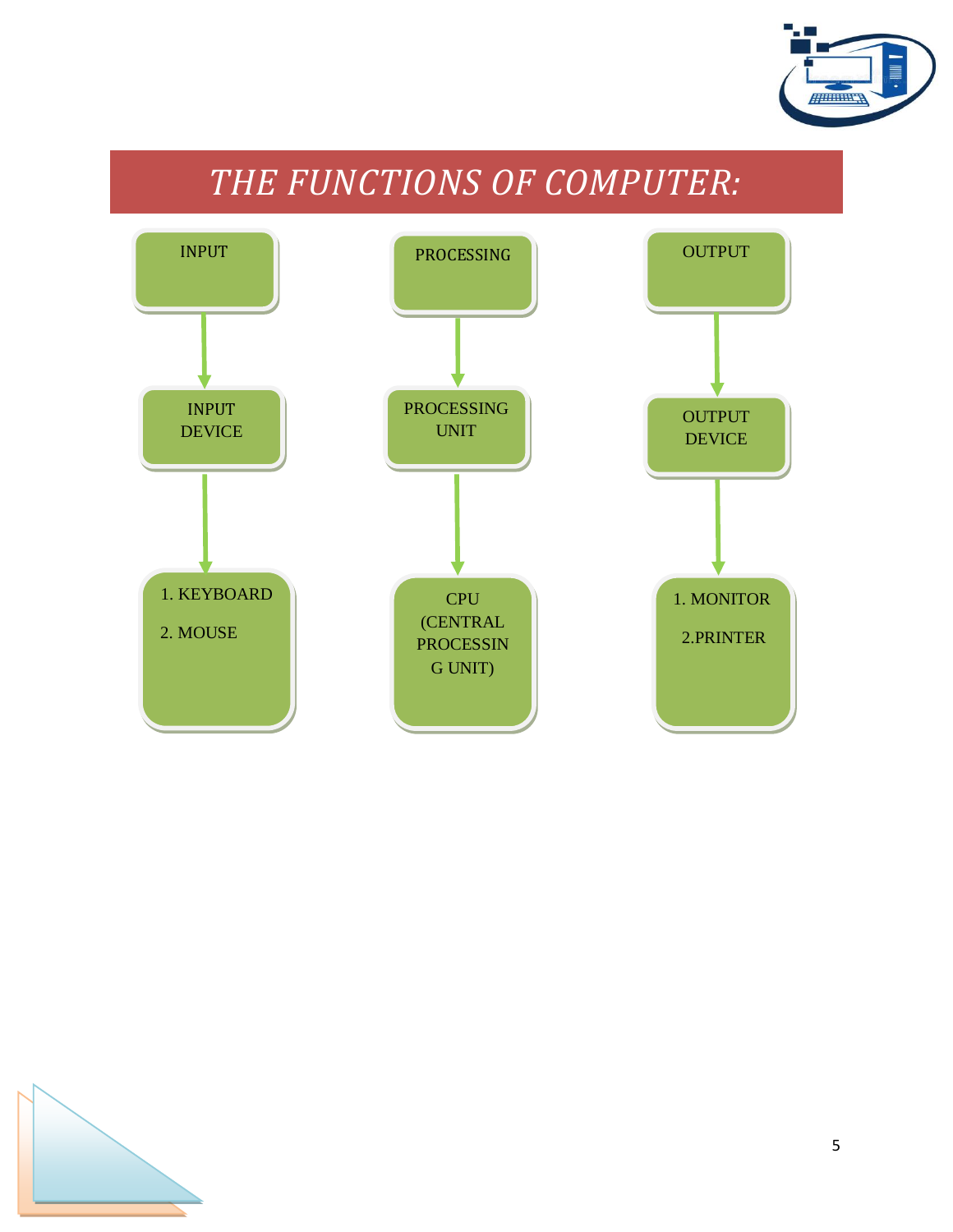# *THE FUNCTIONS OF COMPUTER:*

INPUT → INPUT DEVICE → 1. KEYBOARD 2. MOUSE

PROCESSING → PROCESSING UNIT → CPU (CENTRAL PROCESSIN G UNIT)

OUTPUT → OUTPUT DEVICE → 1. MONITOR 2.PRINTER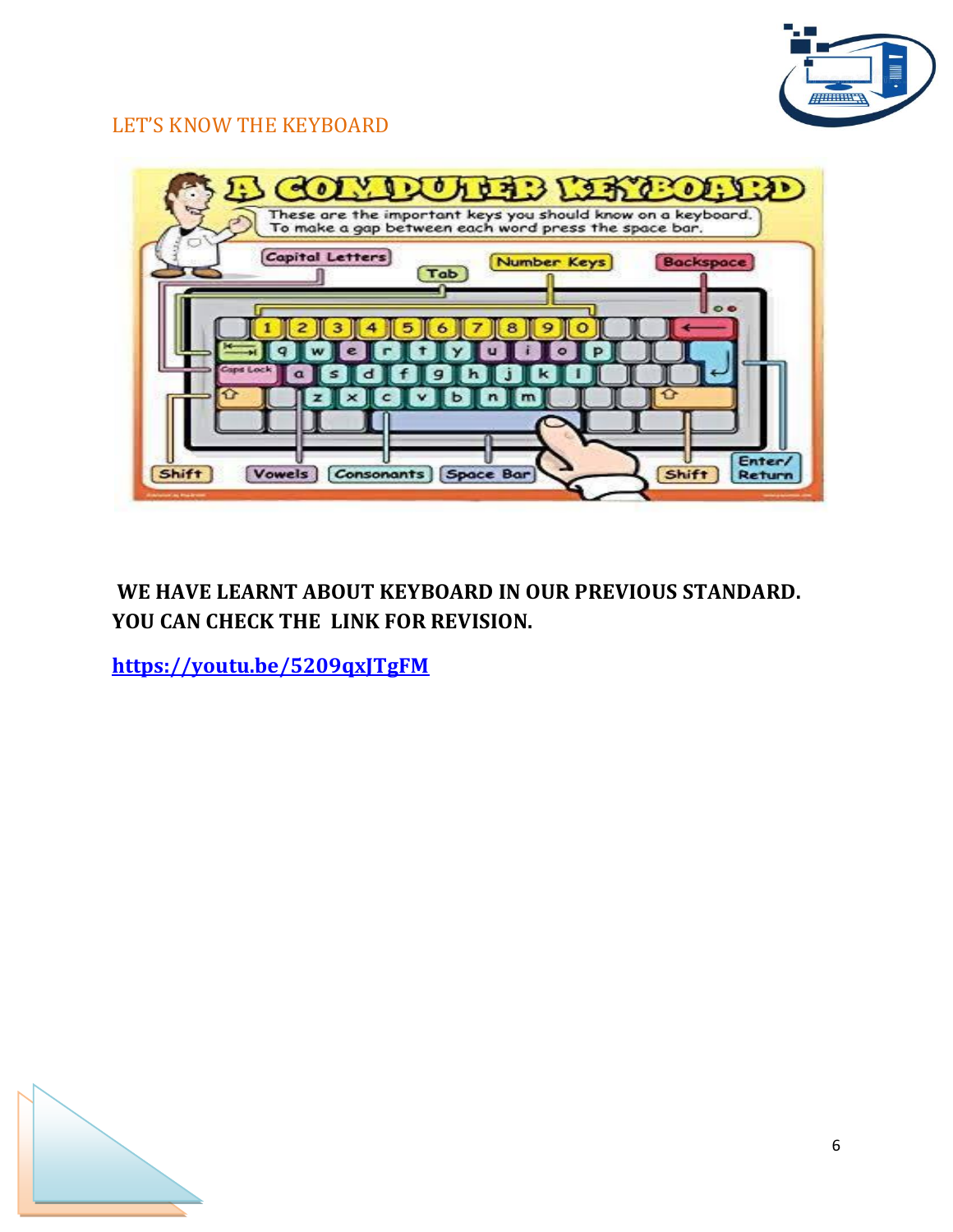LET'S KNOW THE KEYBOARD

**WE HAVE LEARNT ABOUT KEYBOARD IN OUR PREVIOUS STANDARD. YOU CAN CHECK THE LINK FOR REVISION.**

**https://youtu.be/5209qxJTgFM**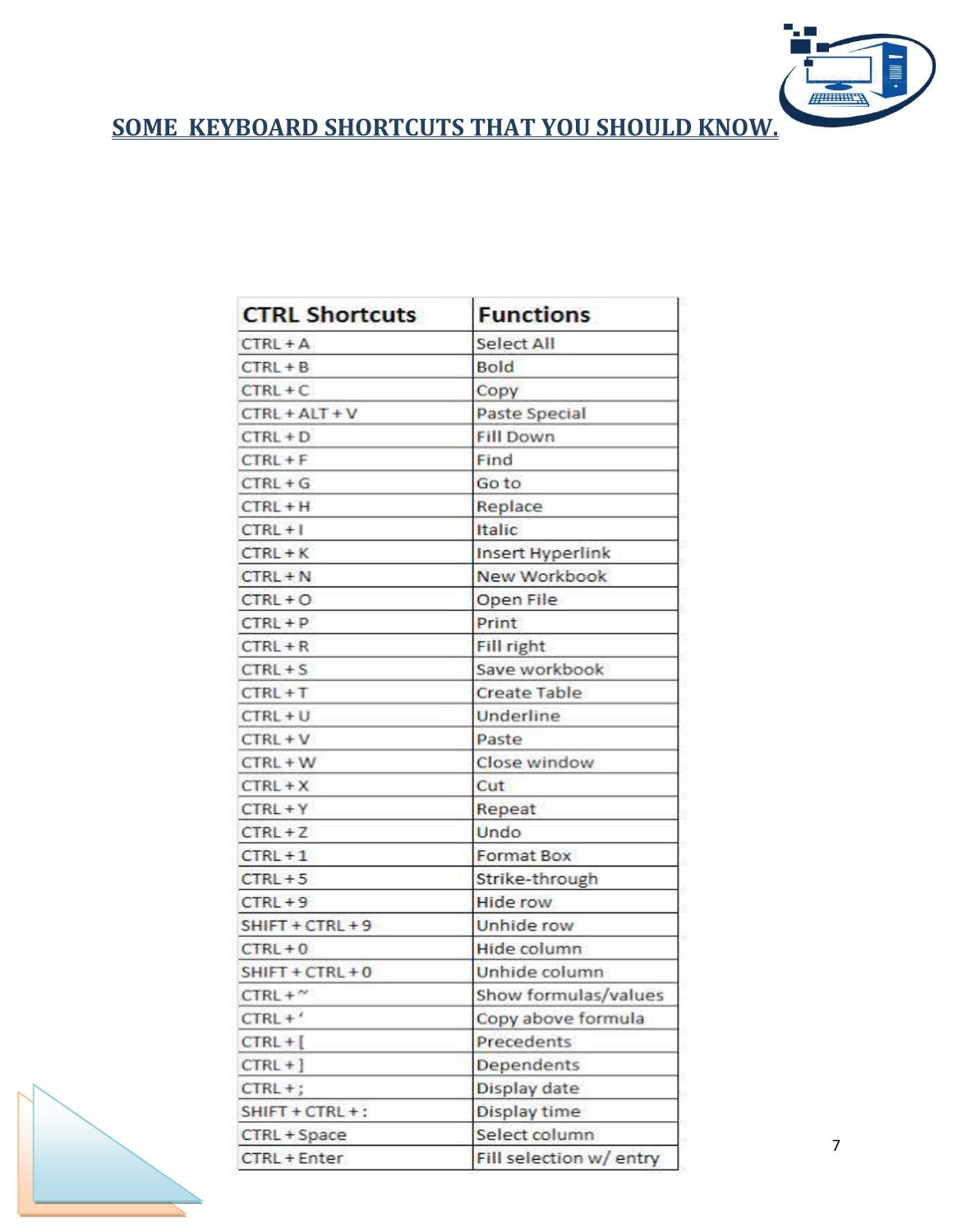## SOME KEYBOARD SHORTCUTS THAT YOU SHOULD KNOW.

| CTRL Shortcuts | Functions |
|---|---|
| CTRL + A | Select All |
| CTRL + B | Bold |
| CTRL + C | Copy |
| CTRL + ALT + V | Paste Special |
| CTRL + D | Fill Down |
| CTRL + F | Find |
| CTRL + G | Go to |
| CTRL + H | Replace |
| CTRL + I | Italic |
| CTRL + K | Insert Hyperlink |
| CTRL + N | New Workbook |
| CTRL + O | Open File |
| CTRL + P | Print |
| CTRL + R | Fill right |
| CTRL + S | Save workbook |
| CTRL + T | Create Table |
| CTRL + U | Underline |
| CTRL + V | Paste |
| CTRL + W | Close window |
| CTRL + X | Cut |
| CTRL + Y | Repeat |
| CTRL + Z | Undo |
| CTRL + 1 | Format Box |
| CTRL + 5 | Strike-through |
| CTRL + 9 | Hide row |
| SHIFT + CTRL + 9 | Unhide row |
| CTRL + 0 | Hide column |
| SHIFT + CTRL + 0 | Unhide column |
| CTRL + ~ | Show formulas/values |
| CTRL + ' | Copy above formula |
| CTRL + [ | Precedents |
| CTRL + ] | Dependents |
| CTRL + ; | Display date |
| SHIFT + CTRL + : | Display time |
| CTRL + Space | Select column |
| CTRL + Enter | Fill selection w/ entry |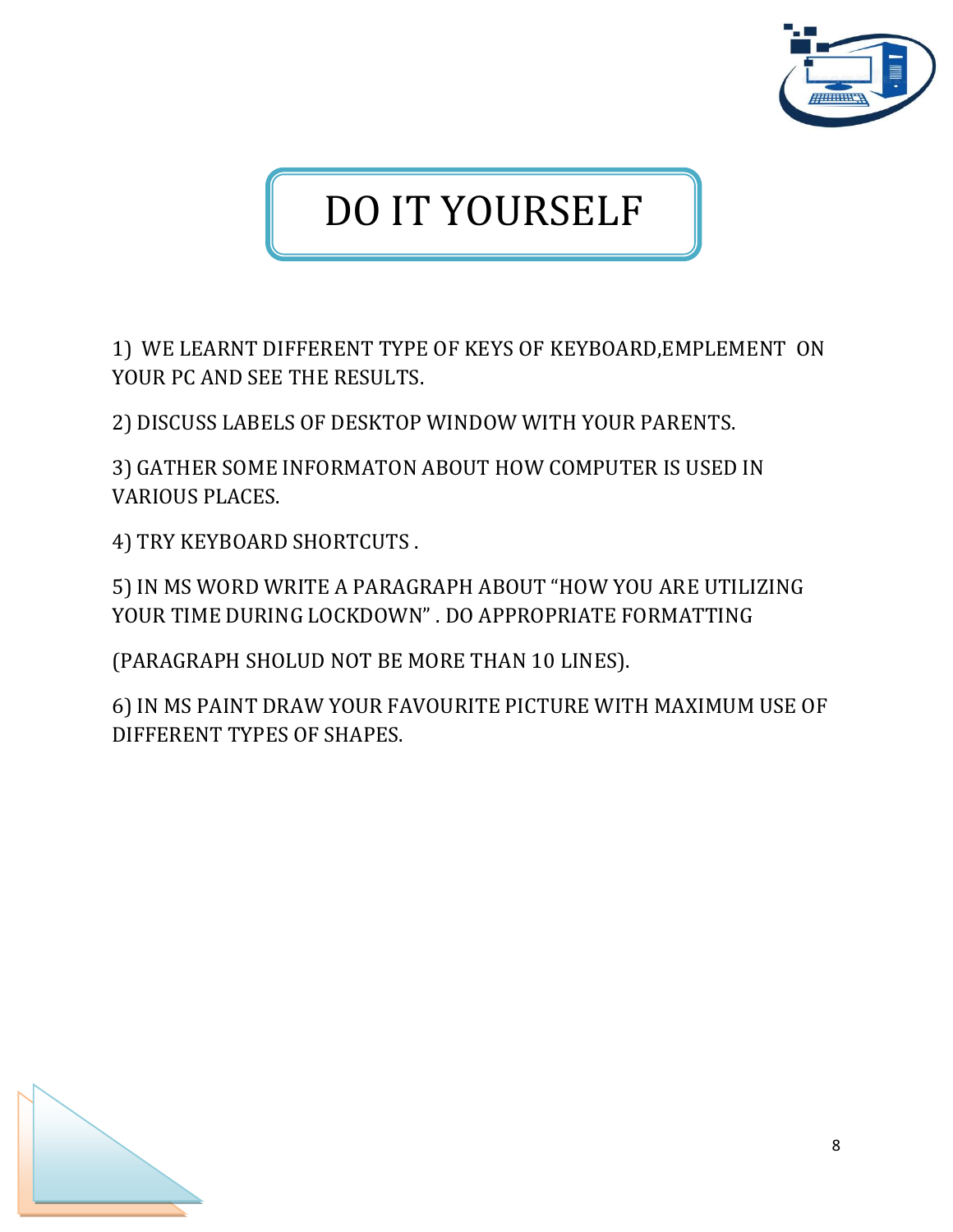# DO IT YOURSELF

1) WE LEARNT DIFFERENT TYPE OF KEYS OF KEYBOARD,EMPLEMENT ON YOUR PC AND SEE THE RESULTS.

2) DISCUSS LABELS OF DESKTOP WINDOW WITH YOUR PARENTS.

3) GATHER SOME INFORMATON ABOUT HOW COMPUTER IS USED IN VARIOUS PLACES.

4) TRY KEYBOARD SHORTCUTS .

5) IN MS WORD WRITE A PARAGRAPH ABOUT "HOW YOU ARE UTILIZING YOUR TIME DURING LOCKDOWN" . DO APPROPRIATE FORMATTING

(PARAGRAPH SHOLUD NOT BE MORE THAN 10 LINES).

6) IN MS PAINT DRAW YOUR FAVOURITE PICTURE WITH MAXIMUM USE OF DIFFERENT TYPES OF SHAPES.